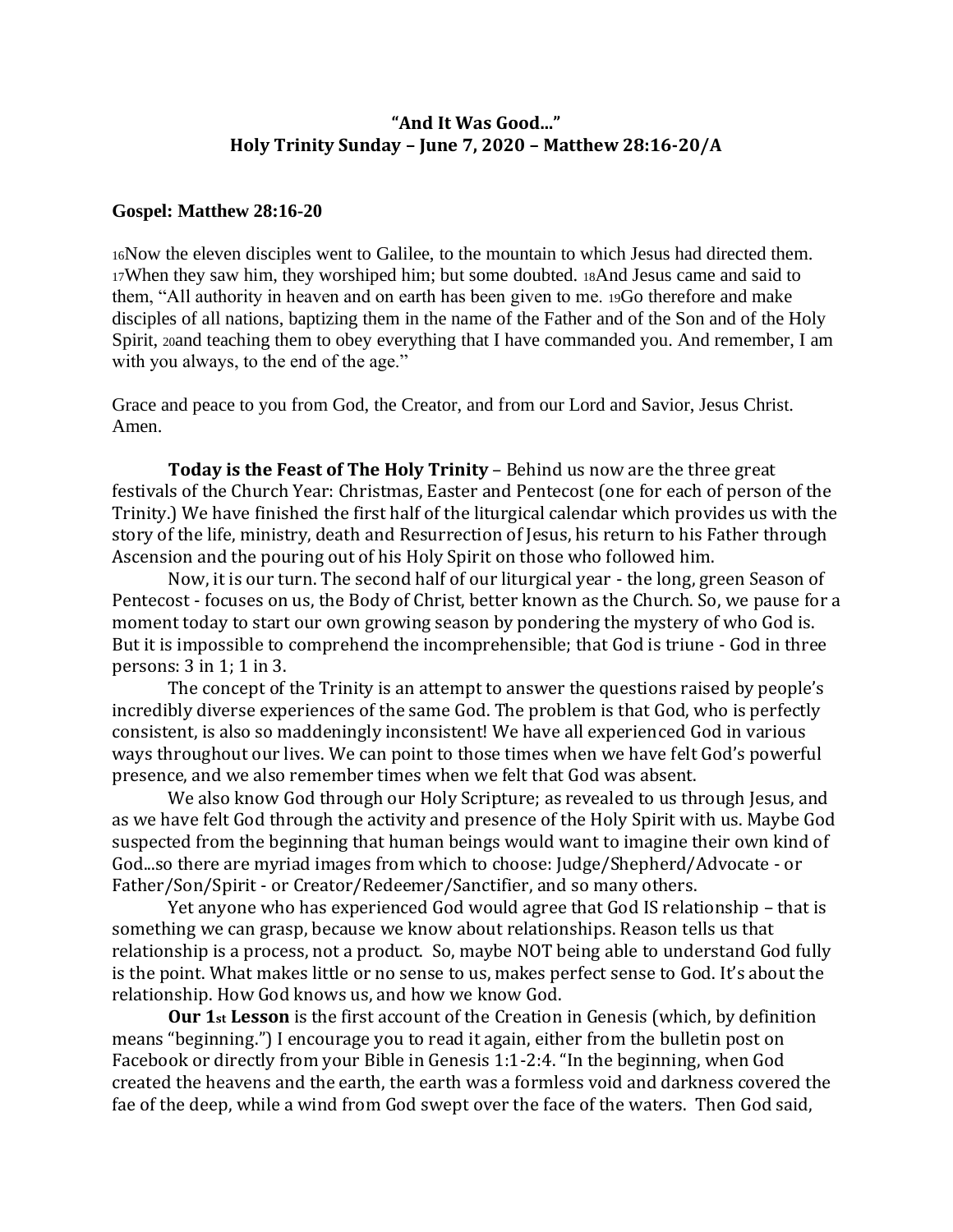**"And It Was Good..."**
**Holy Trinity Sunday – June 7, 2020 – Matthew 28:16-20/A**

**Gospel: Matthew 28:16-20**

16Now the eleven disciples went to Galilee, to the mountain to which Jesus had directed them. 17When they saw him, they worshiped him; but some doubted. 18And Jesus came and said to them, "All authority in heaven and on earth has been given to me. 19Go therefore and make disciples of all nations, baptizing them in the name of the Father and of the Son and of the Holy Spirit, 20and teaching them to obey everything that I have commanded you. And remember, I am with you always, to the end of the age."

Grace and peace to you from God, the Creator, and from our Lord and Savior, Jesus Christ. Amen.

**Today is the Feast of The Holy Trinity** – Behind us now are the three great festivals of the Church Year: Christmas, Easter and Pentecost (one for each of person of the Trinity.) We have finished the first half of the liturgical calendar which provides us with the story of the life, ministry, death and Resurrection of Jesus, his return to his Father through Ascension and the pouring out of his Holy Spirit on those who followed him.

Now, it is our turn. The second half of our liturgical year - the long, green Season of Pentecost - focuses on us, the Body of Christ, better known as the Church. So, we pause for a moment today to start our own growing season by pondering the mystery of who God is. But it is impossible to comprehend the incomprehensible; that God is triune - God in three persons: 3 in 1; 1 in 3.

The concept of the Trinity is an attempt to answer the questions raised by people's incredibly diverse experiences of the same God. The problem is that God, who is perfectly consistent, is also so maddeningly inconsistent! We have all experienced God in various ways throughout our lives. We can point to those times when we have felt God's powerful presence, and we also remember times when we felt that God was absent.

We also know God through our Holy Scripture; as revealed to us through Jesus, and as we have felt God through the activity and presence of the Holy Spirit with us. Maybe God suspected from the beginning that human beings would want to imagine their own kind of God...so there are myriad images from which to choose: Judge/Shepherd/Advocate - or Father/Son/Spirit - or Creator/Redeemer/Sanctifier, and so many others.

Yet anyone who has experienced God would agree that God IS relationship – that is something we can grasp, because we know about relationships. Reason tells us that relationship is a process, not a product. So, maybe NOT being able to understand God fully is the point. What makes little or no sense to us, makes perfect sense to God. It's about the relationship. How God knows us, and how we know God.

**Our 1st Lesson** is the first account of the Creation in Genesis (which, by definition means "beginning.") I encourage you to read it again, either from the bulletin post on Facebook or directly from your Bible in Genesis 1:1-2:4. "In the beginning, when God created the heavens and the earth, the earth was a formless void and darkness covered the fae of the deep, while a wind from God swept over the face of the waters. Then God said,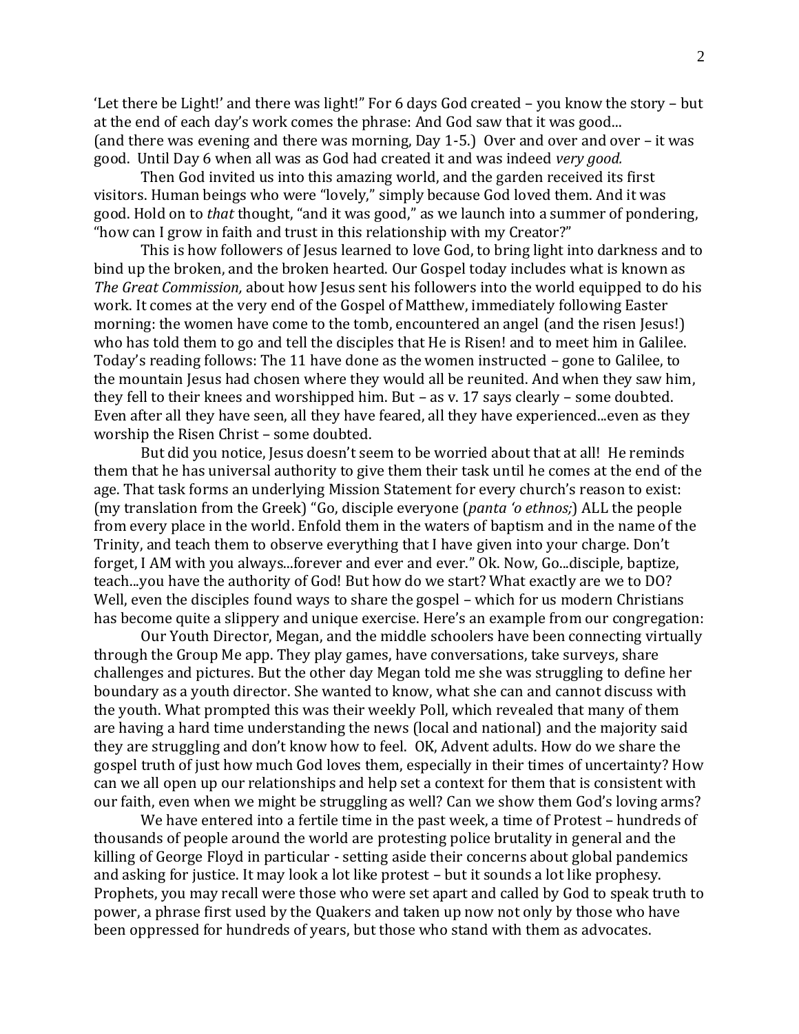'Let there be Light!' and there was light!" For 6 days God created – you know the story – but at the end of each day's work comes the phrase: And God saw that it was good... (and there was evening and there was morning, Day 1-5.) Over and over and over – it was good. Until Day 6 when all was as God had created it and was indeed *very good.*

Then God invited us into this amazing world, and the garden received its first visitors. Human beings who were "lovely," simply because God loved them. And it was good. Hold on to *that* thought, "and it was good," as we launch into a summer of pondering, "how can I grow in faith and trust in this relationship with my Creator?"

This is how followers of Jesus learned to love God, to bring light into darkness and to bind up the broken, and the broken hearted. Our Gospel today includes what is known as *The Great Commission,* about how Jesus sent his followers into the world equipped to do his work. It comes at the very end of the Gospel of Matthew, immediately following Easter morning: the women have come to the tomb, encountered an angel (and the risen Jesus!) who has told them to go and tell the disciples that He is Risen! and to meet him in Galilee. Today's reading follows: The 11 have done as the women instructed – gone to Galilee, to the mountain Jesus had chosen where they would all be reunited. And when they saw him, they fell to their knees and worshipped him. But – as v. 17 says clearly – some doubted. Even after all they have seen, all they have feared, all they have experienced...even as they worship the Risen Christ – some doubted.

But did you notice, Jesus doesn't seem to be worried about that at all! He reminds them that he has universal authority to give them their task until he comes at the end of the age. That task forms an underlying Mission Statement for every church's reason to exist: (my translation from the Greek) "Go, disciple everyone (*panta 'o ethnos;*) ALL the people from every place in the world. Enfold them in the waters of baptism and in the name of the Trinity, and teach them to observe everything that I have given into your charge. Don't forget, I AM with you always...forever and ever and ever." Ok. Now, Go...disciple, baptize, teach...you have the authority of God! But how do we start? What exactly are we to DO? Well, even the disciples found ways to share the gospel – which for us modern Christians has become quite a slippery and unique exercise. Here's an example from our congregation:

Our Youth Director, Megan, and the middle schoolers have been connecting virtually through the Group Me app. They play games, have conversations, take surveys, share challenges and pictures. But the other day Megan told me she was struggling to define her boundary as a youth director. She wanted to know, what she can and cannot discuss with the youth. What prompted this was their weekly Poll, which revealed that many of them are having a hard time understanding the news (local and national) and the majority said they are struggling and don't know how to feel. OK, Advent adults. How do we share the gospel truth of just how much God loves them, especially in their times of uncertainty? How can we all open up our relationships and help set a context for them that is consistent with our faith, even when we might be struggling as well? Can we show them God's loving arms?

We have entered into a fertile time in the past week, a time of Protest – hundreds of thousands of people around the world are protesting police brutality in general and the killing of George Floyd in particular - setting aside their concerns about global pandemics and asking for justice. It may look a lot like protest – but it sounds a lot like prophesy. Prophets, you may recall were those who were set apart and called by God to speak truth to power, a phrase first used by the Quakers and taken up now not only by those who have been oppressed for hundreds of years, but those who stand with them as advocates.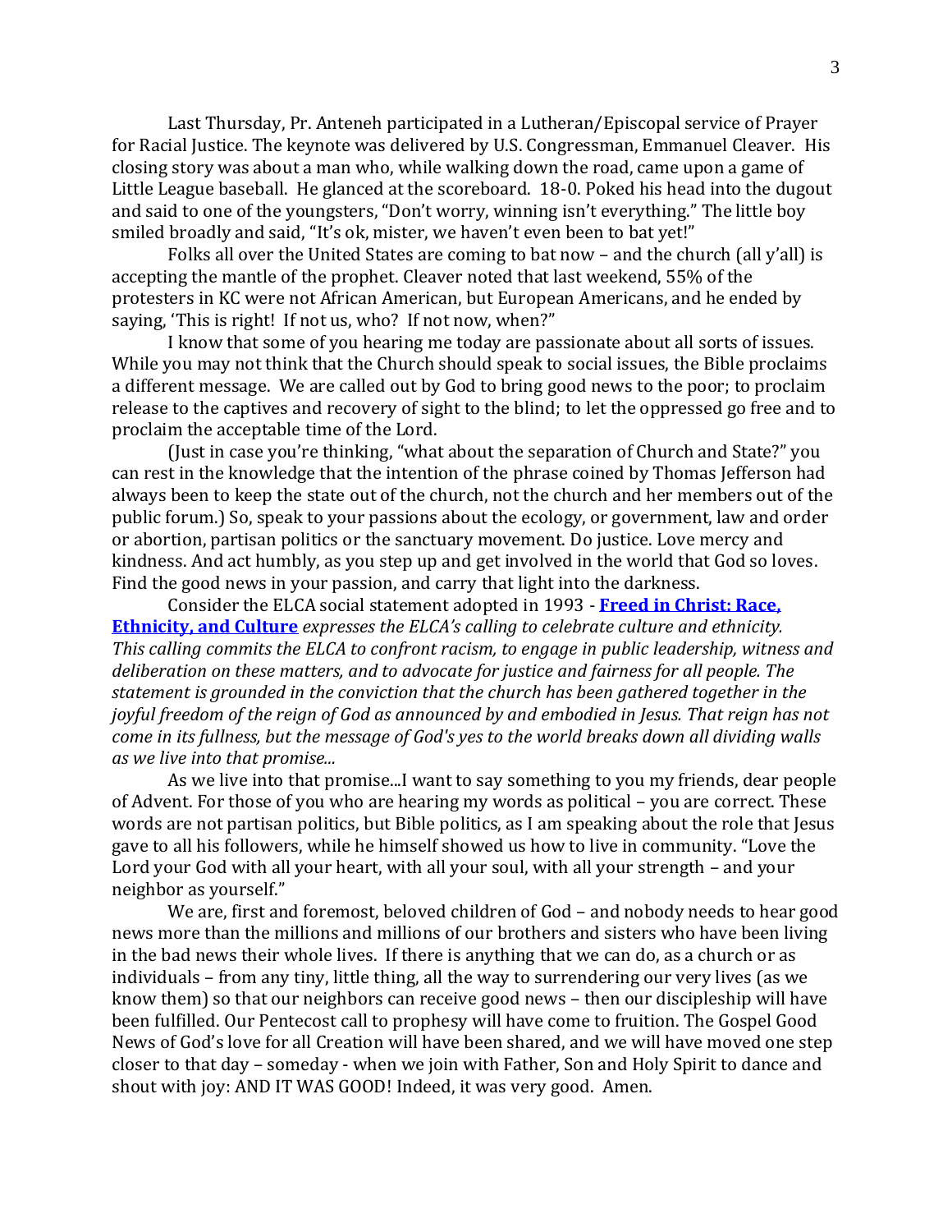Last Thursday, Pr. Anteneh participated in a Lutheran/Episcopal service of Prayer for Racial Justice. The keynote was delivered by U.S. Congressman, Emmanuel Cleaver. His closing story was about a man who, while walking down the road, came upon a game of Little League baseball. He glanced at the scoreboard. 18-0. Poked his head into the dugout and said to one of the youngsters, "Don't worry, winning isn't everything." The little boy smiled broadly and said, "It's ok, mister, we haven't even been to bat yet!"

Folks all over the United States are coming to bat now – and the church (all y'all) is accepting the mantle of the prophet. Cleaver noted that last weekend, 55% of the protesters in KC were not African American, but European Americans, and he ended by saying, 'This is right! If not us, who? If not now, when?"

I know that some of you hearing me today are passionate about all sorts of issues. While you may not think that the Church should speak to social issues, the Bible proclaims a different message. We are called out by God to bring good news to the poor; to proclaim release to the captives and recovery of sight to the blind; to let the oppressed go free and to proclaim the acceptable time of the Lord.

(Just in case you're thinking, "what about the separation of Church and State?" you can rest in the knowledge that the intention of the phrase coined by Thomas Jefferson had always been to keep the state out of the church, not the church and her members out of the public forum.) So, speak to your passions about the ecology, or government, law and order or abortion, partisan politics or the sanctuary movement. Do justice. Love mercy and kindness. And act humbly, as you step up and get involved in the world that God so loves. Find the good news in your passion, and carry that light into the darkness.

Consider the ELCA social statement adopted in 1993 - **Freed in Christ: Race, Ethnicity, and Culture** *expresses the ELCA's calling to celebrate culture and ethnicity. This calling commits the ELCA to confront racism, to engage in public leadership, witness and deliberation on these matters, and to advocate for justice and fairness for all people. The statement is grounded in the conviction that the church has been gathered together in the joyful freedom of the reign of God as announced by and embodied in Jesus. That reign has not come in its fullness, but the message of God's yes to the world breaks down all dividing walls as we live into that promise...*

As we live into that promise...I want to say something to you my friends, dear people of Advent. For those of you who are hearing my words as political – you are correct. These words are not partisan politics, but Bible politics, as I am speaking about the role that Jesus gave to all his followers, while he himself showed us how to live in community. "Love the Lord your God with all your heart, with all your soul, with all your strength – and your neighbor as yourself."

We are, first and foremost, beloved children of God – and nobody needs to hear good news more than the millions and millions of our brothers and sisters who have been living in the bad news their whole lives. If there is anything that we can do, as a church or as individuals – from any tiny, little thing, all the way to surrendering our very lives (as we know them) so that our neighbors can receive good news – then our discipleship will have been fulfilled. Our Pentecost call to prophesy will have come to fruition. The Gospel Good News of God's love for all Creation will have been shared, and we will have moved one step closer to that day – someday - when we join with Father, Son and Holy Spirit to dance and shout with joy: AND IT WAS GOOD! Indeed, it was very good. Amen.